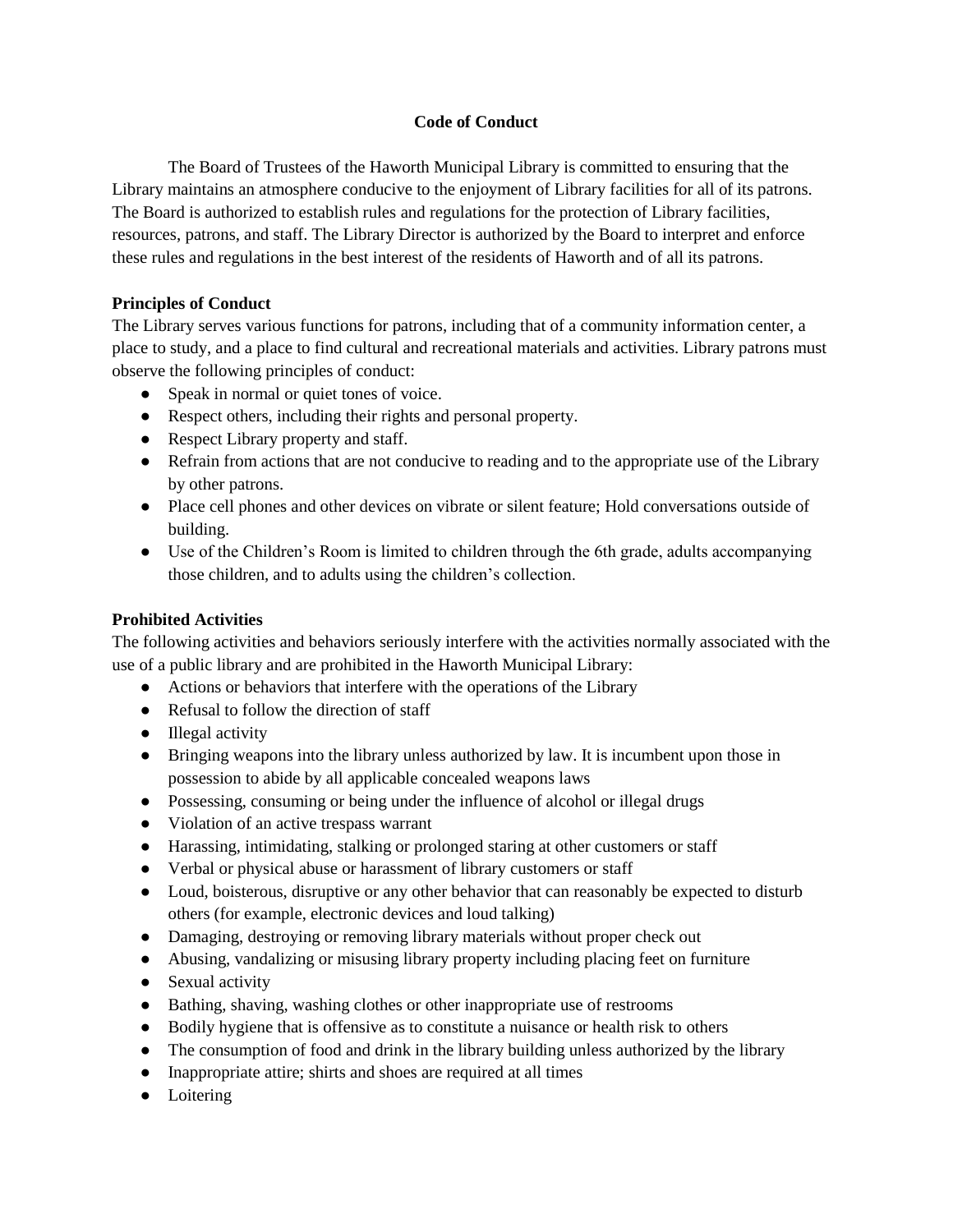# Code of Conduct

The Board of Trustees of the Haworth Municipal Library is committed to ensuring that the Library maintains an atmosphere conducive to the enjoyment of Library facilities for all of its patrons. The Board is authorized to establish rules and regulations for the protection of Library facilities, resources, patrons, and staff. The Library Director is authorized by the Board to interpret and enforce these rules and regulations in the best interest of the residents of Haworth and of all its patrons.

## Principles of Conduct

The Library serves various functions for patrons, including that of a community information center, a place to study, and a place to find cultural and recreational materials and activities. Library patrons must observe the following principles of conduct:

- Speak in normal or quiet tones of voice.
- Respect others, including their rights and personal property.
- Respect Library property and staff.
- Refrain from actions that are not conducive to reading and to the appropriate use of the Library by other patrons.
- Place cell phones and other devices on vibrate or silent feature; Hold conversations outside of building.
- Use of the Children's Room is limited to children through the 6th grade, adults accompanying those children, and to adults using the children's collection.

## Prohibited Activities

The following activities and behaviors seriously interfere with the activities normally associated with the use of a public library and are prohibited in the Haworth Municipal Library:

- Actions or behaviors that interfere with the operations of the Library
- Refusal to follow the direction of staff
- Illegal activity
- Bringing weapons into the library unless authorized by law. It is incumbent upon those in possession to abide by all applicable concealed weapons laws
- Possessing, consuming or being under the influence of alcohol or illegal drugs
- Violation of an active trespass warrant
- Harassing, intimidating, stalking or prolonged staring at other customers or staff
- Verbal or physical abuse or harassment of library customers or staff
- Loud, boisterous, disruptive or any other behavior that can reasonably be expected to disturb others (for example, electronic devices and loud talking)
- Damaging, destroying or removing library materials without proper check out
- Abusing, vandalizing or misusing library property including placing feet on furniture
- Sexual activity
- Bathing, shaving, washing clothes or other inappropriate use of restrooms
- Bodily hygiene that is offensive as to constitute a nuisance or health risk to others
- The consumption of food and drink in the library building unless authorized by the library
- Inappropriate attire; shirts and shoes are required at all times
- Loitering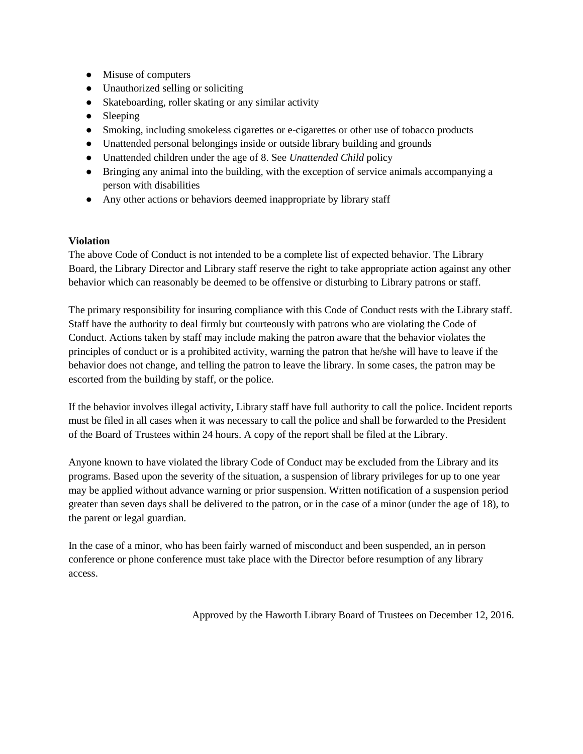- Misuse of computers
- Unauthorized selling or soliciting
- Skateboarding, roller skating or any similar activity
- Sleeping
- Smoking, including smokeless cigarettes or e-cigarettes or other use of tobacco products
- Unattended personal belongings inside or outside library building and grounds
- Unattended children under the age of 8. See *Unattended Child* policy
- Bringing any animal into the building, with the exception of service animals accompanying a person with disabilities
- Any other actions or behaviors deemed inappropriate by library staff

**Violation**

The above Code of Conduct is not intended to be a complete list of expected behavior. The Library Board, the Library Director and Library staff reserve the right to take appropriate action against any other behavior which can reasonably be deemed to be offensive or disturbing to Library patrons or staff.

The primary responsibility for insuring compliance with this Code of Conduct rests with the Library staff. Staff have the authority to deal firmly but courteously with patrons who are violating the Code of Conduct. Actions taken by staff may include making the patron aware that the behavior violates the principles of conduct or is a prohibited activity, warning the patron that he/she will have to leave if the behavior does not change, and telling the patron to leave the library. In some cases, the patron may be escorted from the building by staff, or the police.

If the behavior involves illegal activity, Library staff have full authority to call the police. Incident reports must be filed in all cases when it was necessary to call the police and shall be forwarded to the President of the Board of Trustees within 24 hours. A copy of the report shall be filed at the Library.

Anyone known to have violated the library Code of Conduct may be excluded from the Library and its programs. Based upon the severity of the situation, a suspension of library privileges for up to one year may be applied without advance warning or prior suspension. Written notification of a suspension period greater than seven days shall be delivered to the patron, or in the case of a minor (under the age of 18), to the parent or legal guardian.

In the case of a minor, who has been fairly warned of misconduct and been suspended, an in person conference or phone conference must take place with the Director before resumption of any library access.

Approved by the Haworth Library Board of Trustees on December 12, 2016.